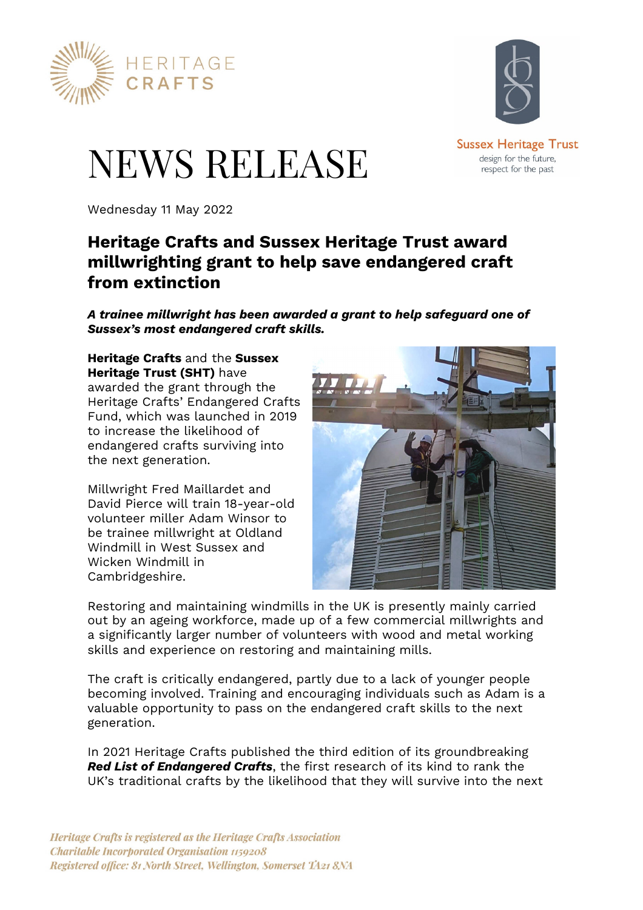# NEWS RELEASE

Wednesday 11 May 2022

## Heritage Crafts and Sussex Heritage Trust award millwrighting grant to help save endangered craft from extinction

***A trainee millwright has been awarded a grant to help safeguard one of Sussex's most endangered craft skills.***

**Heritage Crafts** and the **Sussex Heritage Trust (SHT)** have awarded the grant through the Heritage Crafts' Endangered Crafts Fund, which was launched in 2019 to increase the likelihood of endangered crafts surviving into the next generation.

Millwright Fred Maillardet and David Pierce will train 18-year-old volunteer miller Adam Winsor to be trainee millwright at Oldland Windmill in West Sussex and Wicken Windmill in Cambridgeshire.

Restoring and maintaining windmills in the UK is presently mainly carried out by an ageing workforce, made up of a few commercial millwrights and a significantly larger number of volunteers with wood and metal working skills and experience on restoring and maintaining mills.

The craft is critically endangered, partly due to a lack of younger people becoming involved. Training and encouraging individuals such as Adam is a valuable opportunity to pass on the endangered craft skills to the next generation.

In 2021 Heritage Crafts published the third edition of its groundbreaking ***Red List of Endangered Crafts***, the first research of its kind to rank the UK's traditional crafts by the likelihood that they will survive into the next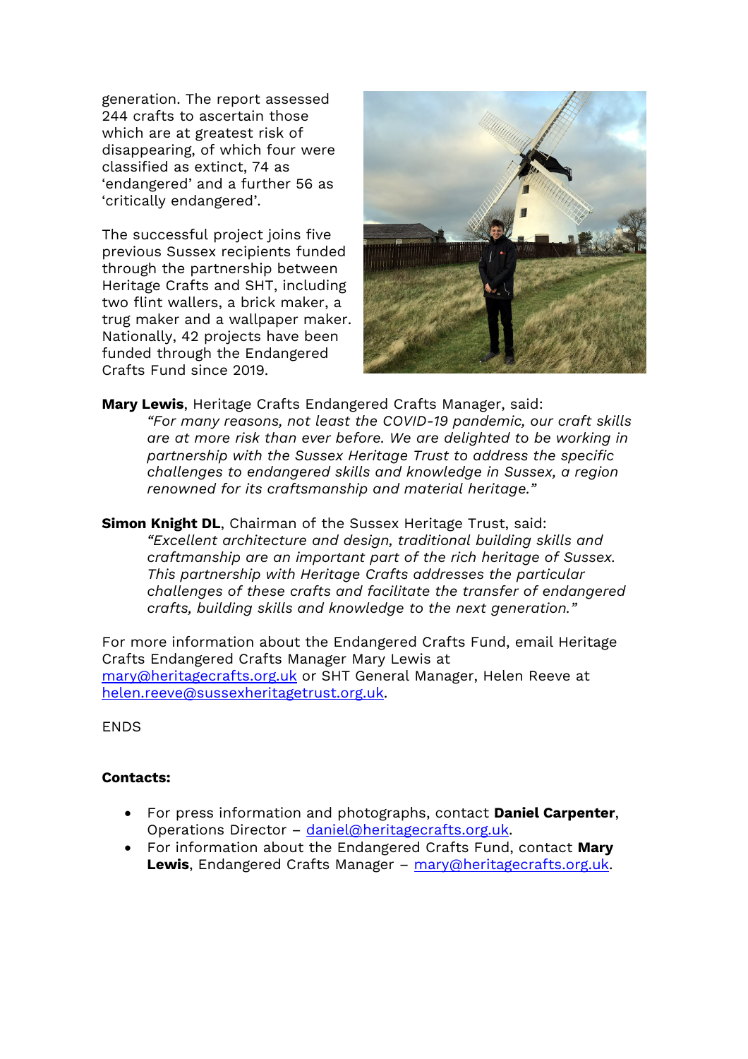generation. The report assessed 244 crafts to ascertain those which are at greatest risk of disappearing, of which four were classified as extinct, 74 as 'endangered' and a further 56 as 'critically endangered'.

The successful project joins five previous Sussex recipients funded through the partnership between Heritage Crafts and SHT, including two flint wallers, a brick maker, a trug maker and a wallpaper maker. Nationally, 42 projects have been funded through the Endangered Crafts Fund since 2019.

**Mary Lewis**, Heritage Crafts Endangered Crafts Manager, said:

> *"For many reasons, not least the COVID-19 pandemic, our craft skills are at more risk than ever before. We are delighted to be working in partnership with the Sussex Heritage Trust to address the specific challenges to endangered skills and knowledge in Sussex, a region renowned for its craftsmanship and material heritage."*

**Simon Knight DL**, Chairman of the Sussex Heritage Trust, said:

> *"Excellent architecture and design, traditional building skills and craftmanship are an important part of the rich heritage of Sussex. This partnership with Heritage Crafts addresses the particular challenges of these crafts and facilitate the transfer of endangered crafts, building skills and knowledge to the next generation."*

For more information about the Endangered Crafts Fund, email Heritage Crafts Endangered Crafts Manager Mary Lewis at mary@heritagecrafts.org.uk or SHT General Manager, Helen Reeve at helen.reeve@sussexheritagetrust.org.uk.

ENDS

**Contacts:**

- For press information and photographs, contact **Daniel Carpenter**, Operations Director – daniel@heritagecrafts.org.uk.
- For information about the Endangered Crafts Fund, contact **Mary Lewis**, Endangered Crafts Manager – mary@heritagecrafts.org.uk.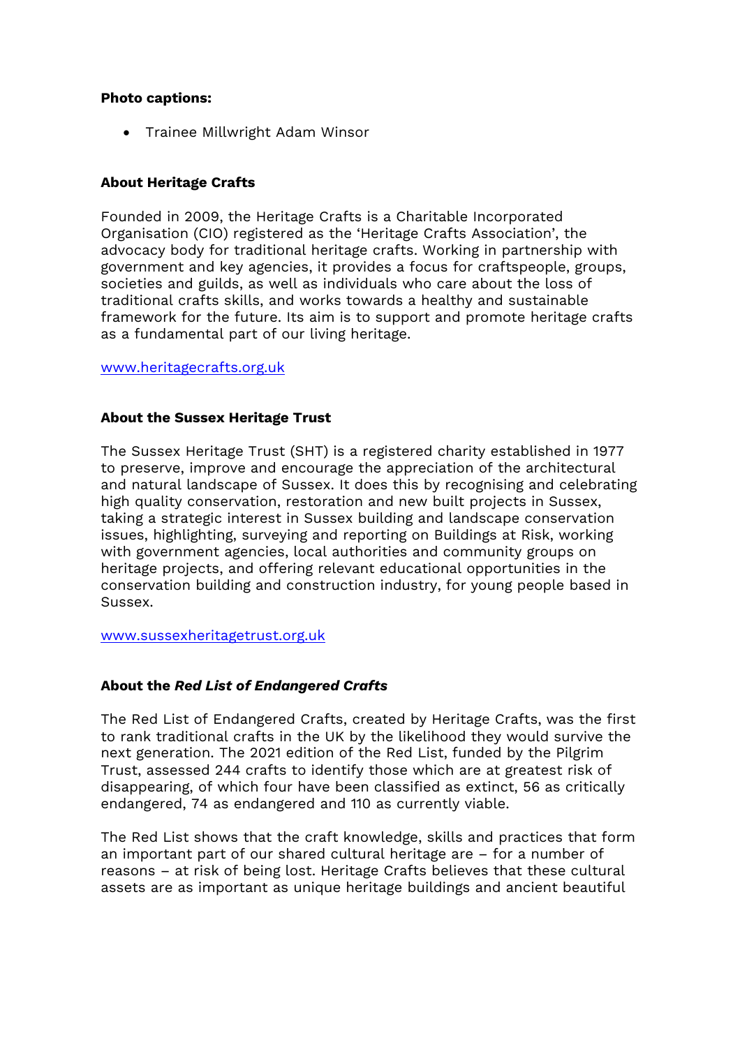**Photo captions:**

- Trainee Millwright Adam Winsor

**About Heritage Crafts**

Founded in 2009, the Heritage Crafts is a Charitable Incorporated Organisation (CIO) registered as the 'Heritage Crafts Association', the advocacy body for traditional heritage crafts. Working in partnership with government and key agencies, it provides a focus for craftspeople, groups, societies and guilds, as well as individuals who care about the loss of traditional crafts skills, and works towards a healthy and sustainable framework for the future. Its aim is to support and promote heritage crafts as a fundamental part of our living heritage.

[www.heritagecrafts.org.uk](http://www.heritagecrafts.org.uk)

**About the Sussex Heritage Trust**

The Sussex Heritage Trust (SHT) is a registered charity established in 1977 to preserve, improve and encourage the appreciation of the architectural and natural landscape of Sussex. It does this by recognising and celebrating high quality conservation, restoration and new built projects in Sussex, taking a strategic interest in Sussex building and landscape conservation issues, highlighting, surveying and reporting on Buildings at Risk, working with government agencies, local authorities and community groups on heritage projects, and offering relevant educational opportunities in the conservation building and construction industry, for young people based in Sussex.

[www.sussexheritagetrust.org.uk](http://www.sussexheritagetrust.org.uk)

**About the *Red List of Endangered Crafts***

The Red List of Endangered Crafts, created by Heritage Crafts, was the first to rank traditional crafts in the UK by the likelihood they would survive the next generation. The 2021 edition of the Red List, funded by the Pilgrim Trust, assessed 244 crafts to identify those which are at greatest risk of disappearing, of which four have been classified as extinct, 56 as critically endangered, 74 as endangered and 110 as currently viable.

The Red List shows that the craft knowledge, skills and practices that form an important part of our shared cultural heritage are – for a number of reasons – at risk of being lost. Heritage Crafts believes that these cultural assets are as important as unique heritage buildings and ancient beautiful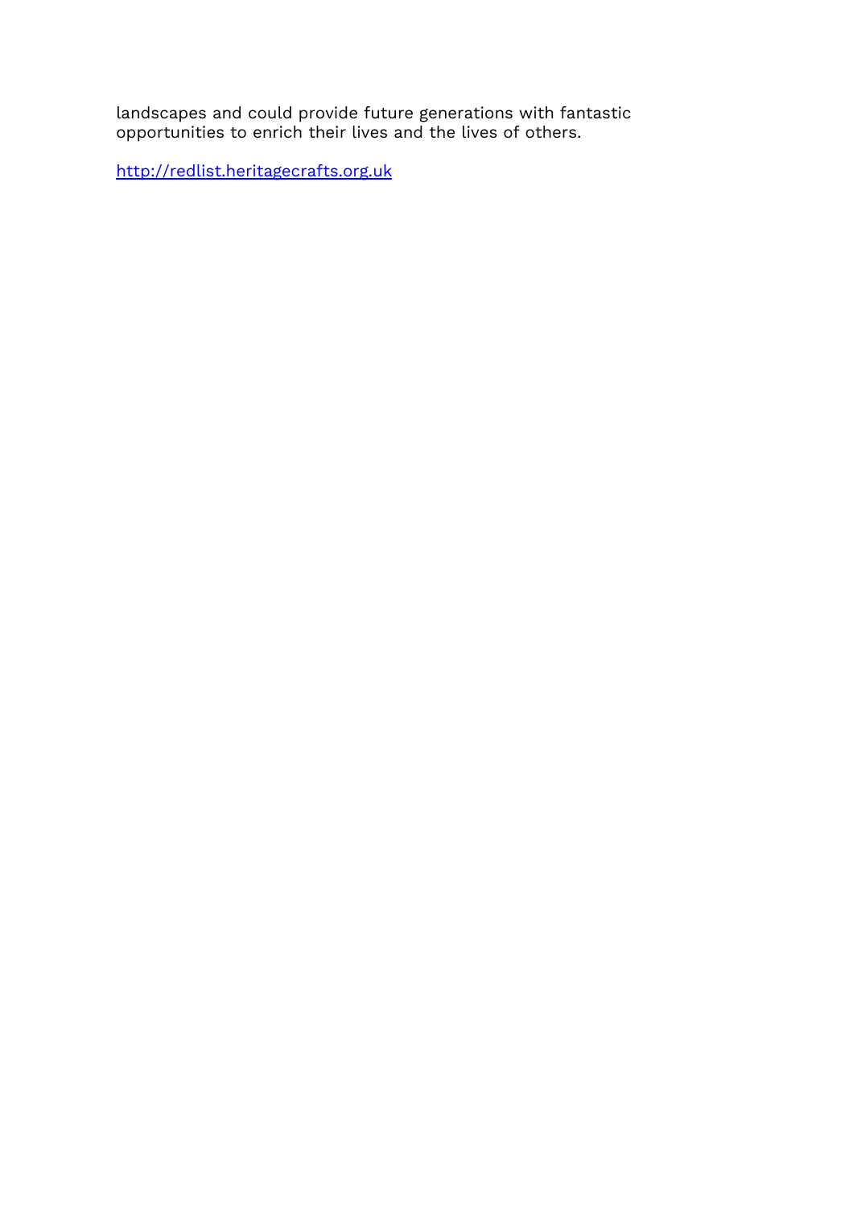landscapes and could provide future generations with fantastic opportunities to enrich their lives and the lives of others.

[http://redlist.heritagecrafts.org.uk](http://redlist.heritagecrafts.org.uk)